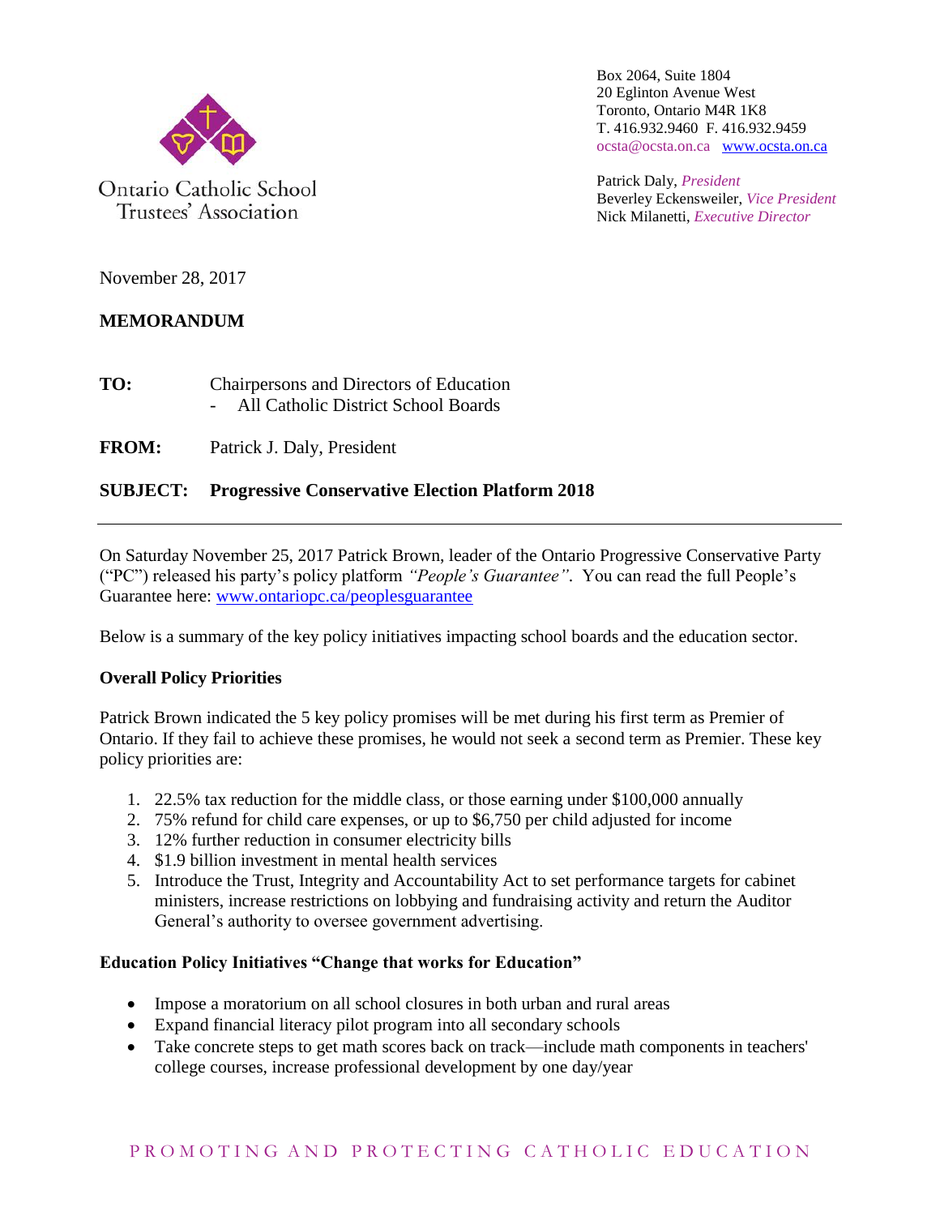Ontario Catholic School Trustees' Association

Box 2064, Suite 1804
20 Eglinton Avenue West
Toronto, Ontario M4R 1K8
T. 416.932.9460 F. 416.932.9459
ocsta@ocsta.on.ca www.ocsta.on.ca

Patrick Daly, *President*
Beverley Eckensweiler, *Vice President*
Nick Milanetti, *Executive Director*

November 28, 2017

**MEMORANDUM**

**TO:** Chairpersons and Directors of Education
- All Catholic District School Boards

**FROM:** Patrick J. Daly, President

**SUBJECT: Progressive Conservative Election Platform 2018**

---

On Saturday November 25, 2017 Patrick Brown, leader of the Ontario Progressive Conservative Party ("PC") released his party's policy platform *"People's Guarantee"*. You can read the full People's Guarantee here: [www.ontariopc.ca/peoplesguarantee](http://www.ontariopc.ca/peoplesguarantee)

Below is a summary of the key policy initiatives impacting school boards and the education sector.

**Overall Policy Priorities**

Patrick Brown indicated the 5 key policy promises will be met during his first term as Premier of Ontario. If they fail to achieve these promises, he would not seek a second term as Premier. These key policy priorities are:

1. 22.5% tax reduction for the middle class, or those earning under $100,000 annually
2. 75% refund for child care expenses, or up to $6,750 per child adjusted for income
3. 12% further reduction in consumer electricity bills
4. $1.9 billion investment in mental health services
5. Introduce the Trust, Integrity and Accountability Act to set performance targets for cabinet ministers, increase restrictions on lobbying and fundraising activity and return the Auditor General's authority to oversee government advertising.

**Education Policy Initiatives "Change that works for Education"**

- Impose a moratorium on all school closures in both urban and rural areas
- Expand financial literacy pilot program into all secondary schools
- Take concrete steps to get math scores back on track—include math components in teachers' college courses, increase professional development by one day/year

PROMOTING AND PROTECTING CATHOLIC EDUCATION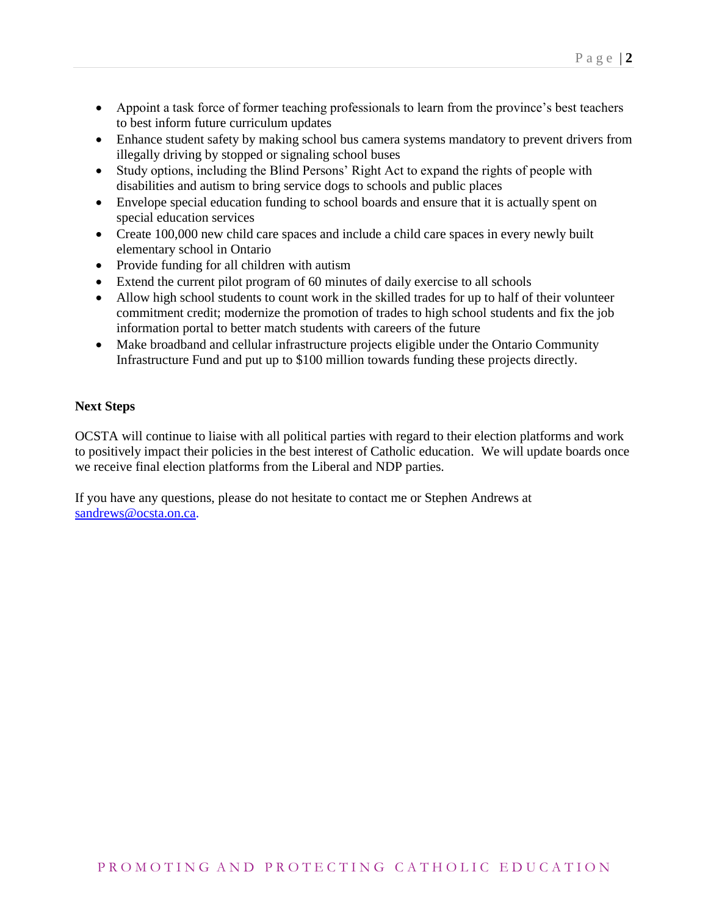- Appoint a task force of former teaching professionals to learn from the province's best teachers to best inform future curriculum updates
- Enhance student safety by making school bus camera systems mandatory to prevent drivers from illegally driving by stopped or signaling school buses
- Study options, including the Blind Persons' Right Act to expand the rights of people with disabilities and autism to bring service dogs to schools and public places
- Envelope special education funding to school boards and ensure that it is actually spent on special education services
- Create 100,000 new child care spaces and include a child care spaces in every newly built elementary school in Ontario
- Provide funding for all children with autism
- Extend the current pilot program of 60 minutes of daily exercise to all schools
- Allow high school students to count work in the skilled trades for up to half of their volunteer commitment credit; modernize the promotion of trades to high school students and fix the job information portal to better match students with careers of the future
- Make broadband and cellular infrastructure projects eligible under the Ontario Community Infrastructure Fund and put up to $100 million towards funding these projects directly.

**Next Steps**

OCSTA will continue to liaise with all political parties with regard to their election platforms and work to positively impact their policies in the best interest of Catholic education. We will update boards once we receive final election platforms from the Liberal and NDP parties.

If you have any questions, please do not hesitate to contact me or Stephen Andrews at sandrews@ocsta.on.ca.

PROMOTING AND PROTECTING CATHOLIC EDUCATION